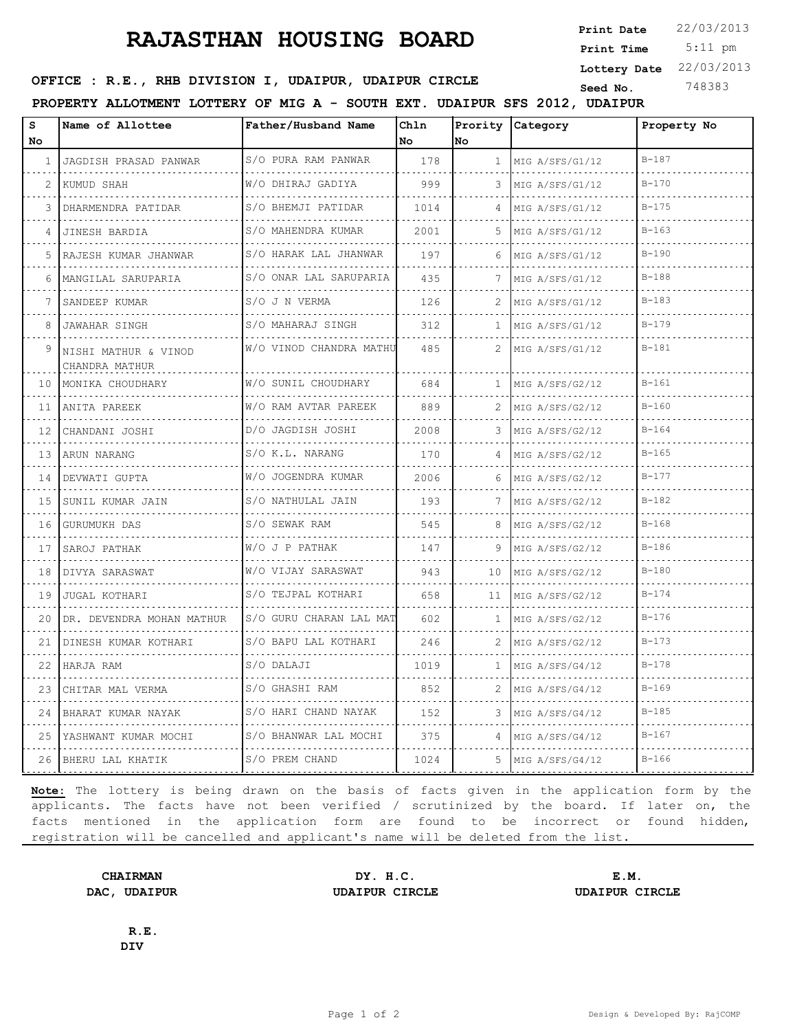# RAJASTHAN HOUSING BOARD

**Print Date** 22/03/2013
**Print Time** 5:11 pm
**Lottery Date** 22/03/2013
**Seed No.** 748383

**OFFICE : R.E., RHB DIVISION I, UDAIPUR, UDAIPUR CIRCLE**

**PROPERTY ALLOTMENT LOTTERY OF MIG A - SOUTH EXT. UDAIPUR SFS 2012, UDAIPUR**

| S No | Name of Allottee | Father/Husband Name | Chln No | Prority No | Category | Property No |
|---|---|---|---|---|---|---|
| 1 | JAGDISH PRASAD PANWAR | S/O PURA RAM PANWAR | 178 | 1 | MIG A/SFS/G1/12 | B-187 |
| 2 | KUMUD SHAH | W/O DHIRAJ GADIYA | 999 | 3 | MIG A/SFS/G1/12 | B-170 |
| 3 | DHARMENDRA PATIDAR | S/O BHEMJI PATIDAR | 1014 | 4 | MIG A/SFS/G1/12 | B-175 |
| 4 | JINESH BARDIA | S/O MAHENDRA KUMAR | 2001 | 5 | MIG A/SFS/G1/12 | B-163 |
| 5 | RAJESH KUMAR JHANWAR | S/O HARAK LAL JHANWAR | 197 | 6 | MIG A/SFS/G1/12 | B-190 |
| 6 | MANGILAL SARUPARIA | S/O ONAR LAL SARUPARIA | 435 | 7 | MIG A/SFS/G1/12 | B-188 |
| 7 | SANDEEP KUMAR | S/O J N VERMA | 126 | 2 | MIG A/SFS/G1/12 | B-183 |
| 8 | JAWAHAR SINGH | S/O MAHARAJ SINGH | 312 | 1 | MIG A/SFS/G1/12 | B-179 |
| 9 | NISHI MATHUR & VINOD CHANDRA MATHUR | W/O VINOD CHANDRA MATHU | 485 | 2 | MIG A/SFS/G1/12 | B-181 |
| 10 | MONIKA CHOUDHARY | W/O SUNIL CHOUDHARY | 684 | 1 | MIG A/SFS/G2/12 | B-161 |
| 11 | ANITA PAREEK | W/O RAM AVTAR PAREEK | 889 | 2 | MIG A/SFS/G2/12 | B-160 |
| 12 | CHANDANI JOSHI | D/O JAGDISH JOSHI | 2008 | 3 | MIG A/SFS/G2/12 | B-164 |
| 13 | ARUN NARANG | S/O K.L. NARANG | 170 | 4 | MIG A/SFS/G2/12 | B-165 |
| 14 | DEVWATI GUPTA | W/O JOGENDRA KUMAR | 2006 | 6 | MIG A/SFS/G2/12 | B-177 |
| 15 | SUNIL KUMAR JAIN | S/O NATHULAL JAIN | 193 | 7 | MIG A/SFS/G2/12 | B-182 |
| 16 | GURUMUKH DAS | S/O SEWAK RAM | 545 | 8 | MIG A/SFS/G2/12 | B-168 |
| 17 | SAROJ PATHAK | W/O J P PATHAK | 147 | 9 | MIG A/SFS/G2/12 | B-186 |
| 18 | DIVYA SARASWAT | W/O VIJAY SARASWAT | 943 | 10 | MIG A/SFS/G2/12 | B-180 |
| 19 | JUGAL KOTHARI | S/O TEJPAL KOTHARI | 658 | 11 | MIG A/SFS/G2/12 | B-174 |
| 20 | DR. DEVENDRA MOHAN MATHUR | S/O GURU CHARAN LAL MAT | 602 | 1 | MIG A/SFS/G2/12 | B-176 |
| 21 | DINESH KUMAR KOTHARI | S/O BAPU LAL KOTHARI | 246 | 2 | MIG A/SFS/G2/12 | B-173 |
| 22 | HARJA RAM | S/O DALAJI | 1019 | 1 | MIG A/SFS/G4/12 | B-178 |
| 23 | CHITAR MAL VERMA | S/O GHASHI RAM | 852 | 2 | MIG A/SFS/G4/12 | B-169 |
| 24 | BHARAT KUMAR NAYAK | S/O HARI CHAND NAYAK | 152 | 3 | MIG A/SFS/G4/12 | B-185 |
| 25 | YASHWANT KUMAR MOCHI | S/O BHANWAR LAL MOCHI | 375 | 4 | MIG A/SFS/G4/12 | B-167 |
| 26 | BHERU LAL KHATIK | S/O PREM CHAND | 1024 | 5 | MIG A/SFS/G4/12 | B-166 |

**Note:** The lottery is being drawn on the basis of facts given in the application form by the applicants. The facts have not been verified / scrutinized by the board. If later on, the facts mentioned in the application form are found to be incorrect or found hidden, registration will be cancelled and applicant's name will be deleted from the list.

**CHAIRMAN**
**DAC, UDAIPUR**

**DY. H.C.**
**UDAIPUR CIRCLE**

**E.M.**
**UDAIPUR CIRCLE**

**R.E.**
**DIV**

Design & Developed By: RajCOMP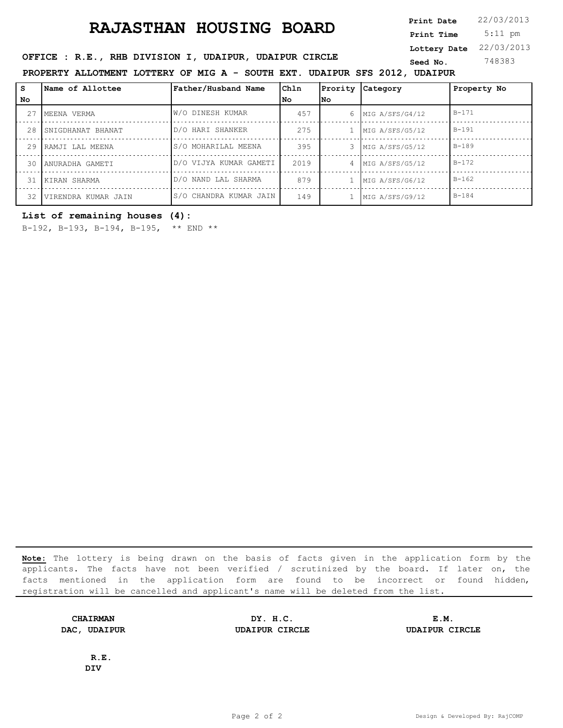# RAJASTHAN HOUSING BOARD

**Print Date** 22/03/2013
**Print Time** 5:11 pm
**Lottery Date** 22/03/2013
**Seed No.** 748383

**OFFICE : R.E., RHB DIVISION I, UDAIPUR, UDAIPUR CIRCLE**

**PROPERTY ALLOTMENT LOTTERY OF MIG A - SOUTH EXT. UDAIPUR SFS 2012, UDAIPUR**

| S No | Name of Allottee | Father/Husband Name | Chln No | Prority No | Category | Property No |
|---|---|---|---|---|---|---|
| 27 | MEENA VERMA | W/O DINESH KUMAR | 457 | 6 | MIG A/SFS/G4/12 | B-171 |
| 28 | SNIGDHANAT BHANAT | D/O HARI SHANKER | 275 | 1 | MIG A/SFS/G5/12 | B-191 |
| 29 | RAMJI LAL MEENA | S/O MOHARILAL MEENA | 395 | 3 | MIG A/SFS/G5/12 | B-189 |
| 30 | ANURADHA GAMETI | D/O VIJYA KUMAR GAMETI | 2019 | 4 | MIG A/SFS/G5/12 | B-172 |
| 31 | KIRAN SHARMA | D/O NAND LAL SHARMA | 879 | 1 | MIG A/SFS/G6/12 | B-162 |
| 32 | VIRENDRA KUMAR JAIN | S/O CHANDRA KUMAR JAIN | 149 | 1 | MIG A/SFS/G9/12 | B-184 |

**List of remaining houses (4):**

B-192, B-193, B-194, B-195, ** END **

**Note:** The lottery is being drawn on the basis of facts given in the application form by the applicants. The facts have not been verified / scrutinized by the board. If later on, the facts mentioned in the application form are found to be incorrect or found hidden, registration will be cancelled and applicant's name will be deleted from the list.

**CHAIRMAN**
**DAC, UDAIPUR**

**DY. H.C.**
**UDAIPUR CIRCLE**

**E.M.**
**UDAIPUR CIRCLE**

**R.E.**
**DIV**

Design & Developed By: RajCOMP